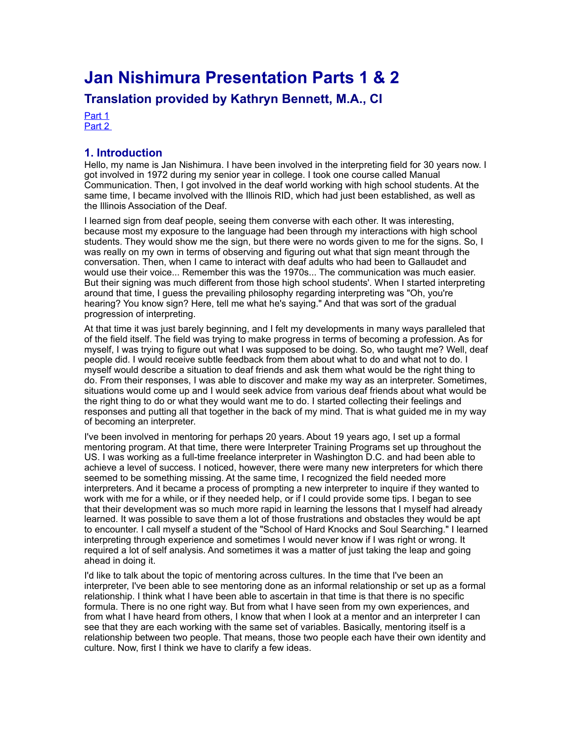# Jan Nishimura Presentation Parts 1 & 2

## Translation provided by Kathryn Bennett, M.A., CI

Part 1
Part 2

### 1. Introduction

Hello, my name is Jan Nishimura. I have been involved in the interpreting field for 30 years now. I got involved in 1972 during my senior year in college. I took one course called Manual Communication. Then, I got involved in the deaf world working with high school students. At the same time, I became involved with the Illinois RID, which had just been established, as well as the Illinois Association of the Deaf.

I learned sign from deaf people, seeing them converse with each other. It was interesting, because most my exposure to the language had been through my interactions with high school students. They would show me the sign, but there were no words given to me for the signs. So, I was really on my own in terms of observing and figuring out what that sign meant through the conversation. Then, when I came to interact with deaf adults who had been to Gallaudet and would use their voice... Remember this was the 1970s... The communication was much easier. But their signing was much different from those high school students'. When I started interpreting around that time, I guess the prevailing philosophy regarding interpreting was "Oh, you're hearing? You know sign? Here, tell me what he's saying." And that was sort of the gradual progression of interpreting.

At that time it was just barely beginning, and I felt my developments in many ways paralleled that of the field itself. The field was trying to make progress in terms of becoming a profession. As for myself, I was trying to figure out what I was supposed to be doing. So, who taught me? Well, deaf people did. I would receive subtle feedback from them about what to do and what not to do. I myself would describe a situation to deaf friends and ask them what would be the right thing to do. From their responses, I was able to discover and make my way as an interpreter. Sometimes, situations would come up and I would seek advice from various deaf friends about what would be the right thing to do or what they would want me to do. I started collecting their feelings and responses and putting all that together in the back of my mind. That is what guided me in my way of becoming an interpreter.

I've been involved in mentoring for perhaps 20 years. About 19 years ago, I set up a formal mentoring program. At that time, there were Interpreter Training Programs set up throughout the US. I was working as a full-time freelance interpreter in Washington D.C. and had been able to achieve a level of success. I noticed, however, there were many new interpreters for which there seemed to be something missing. At the same time, I recognized the field needed more interpreters. And it became a process of prompting a new interpreter to inquire if they wanted to work with me for a while, or if they needed help, or if I could provide some tips. I began to see that their development was so much more rapid in learning the lessons that I myself had already learned. It was possible to save them a lot of those frustrations and obstacles they would be apt to encounter. I call myself a student of the "School of Hard Knocks and Soul Searching." I learned interpreting through experience and sometimes I would never know if I was right or wrong. It required a lot of self analysis. And sometimes it was a matter of just taking the leap and going ahead in doing it.

I'd like to talk about the topic of mentoring across cultures. In the time that I've been an interpreter, I've been able to see mentoring done as an informal relationship or set up as a formal relationship. I think what I have been able to ascertain in that time is that there is no specific formula. There is no one right way. But from what I have seen from my own experiences, and from what I have heard from others, I know that when I look at a mentor and an interpreter I can see that they are each working with the same set of variables. Basically, mentoring itself is a relationship between two people. That means, those two people each have their own identity and culture. Now, first I think we have to clarify a few ideas.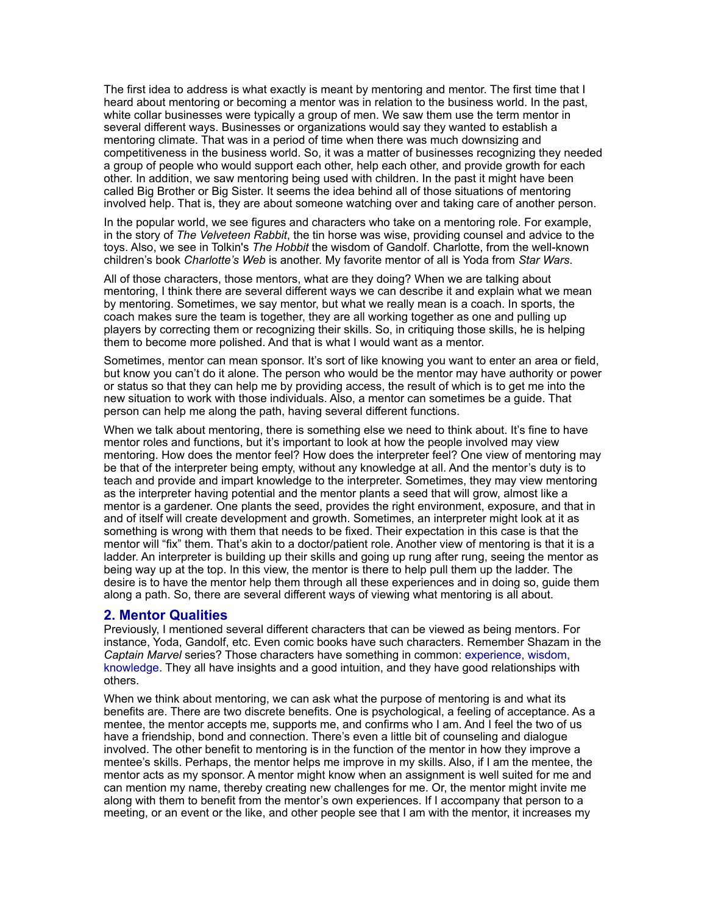The first idea to address is what exactly is meant by mentoring and mentor. The first time that I heard about mentoring or becoming a mentor was in relation to the business world. In the past, white collar businesses were typically a group of men. We saw them use the term mentor in several different ways. Businesses or organizations would say they wanted to establish a mentoring climate. That was in a period of time when there was much downsizing and competitiveness in the business world. So, it was a matter of businesses recognizing they needed a group of people who would support each other, help each other, and provide growth for each other. In addition, we saw mentoring being used with children. In the past it might have been called Big Brother or Big Sister. It seems the idea behind all of those situations of mentoring involved help. That is, they are about someone watching over and taking care of another person.

In the popular world, we see figures and characters who take on a mentoring role. For example, in the story of *The Velveteen Rabbit*, the tin horse was wise, providing counsel and advice to the toys. Also, we see in Tolkin's *The Hobbit* the wisdom of Gandolf. Charlotte, from the well-known children's book *Charlotte's Web* is another. My favorite mentor of all is Yoda from *Star Wars*.

All of those characters, those mentors, what are they doing? When we are talking about mentoring, I think there are several different ways we can describe it and explain what we mean by mentoring. Sometimes, we say mentor, but what we really mean is a coach. In sports, the coach makes sure the team is together, they are all working together as one and pulling up players by correcting them or recognizing their skills. So, in critiquing those skills, he is helping them to become more polished. And that is what I would want as a mentor.

Sometimes, mentor can mean sponsor. It's sort of like knowing you want to enter an area or field, but know you can't do it alone. The person who would be the mentor may have authority or power or status so that they can help me by providing access, the result of which is to get me into the new situation to work with those individuals. Also, a mentor can sometimes be a guide. That person can help me along the path, having several different functions.

When we talk about mentoring, there is something else we need to think about. It's fine to have mentor roles and functions, but it's important to look at how the people involved may view mentoring. How does the mentor feel? How does the interpreter feel? One view of mentoring may be that of the interpreter being empty, without any knowledge at all. And the mentor's duty is to teach and provide and impart knowledge to the interpreter. Sometimes, they may view mentoring as the interpreter having potential and the mentor plants a seed that will grow, almost like a mentor is a gardener. One plants the seed, provides the right environment, exposure, and that in and of itself will create development and growth. Sometimes, an interpreter might look at it as something is wrong with them that needs to be fixed. Their expectation in this case is that the mentor will "fix" them. That's akin to a doctor/patient role. Another view of mentoring is that it is a ladder. An interpreter is building up their skills and going up rung after rung, seeing the mentor as being way up at the top. In this view, the mentor is there to help pull them up the ladder. The desire is to have the mentor help them through all these experiences and in doing so, guide them along a path. So, there are several different ways of viewing what mentoring is all about.

## 2. Mentor Qualities

Previously, I mentioned several different characters that can be viewed as being mentors. For instance, Yoda, Gandolf, etc. Even comic books have such characters. Remember Shazam in the *Captain Marvel* series? Those characters have something in common: experience, wisdom, knowledge. They all have insights and a good intuition, and they have good relationships with others.

When we think about mentoring, we can ask what the purpose of mentoring is and what its benefits are. There are two discrete benefits. One is psychological, a feeling of acceptance. As a mentee, the mentor accepts me, supports me, and confirms who I am. And I feel the two of us have a friendship, bond and connection. There's even a little bit of counseling and dialogue involved. The other benefit to mentoring is in the function of the mentor in how they improve a mentee's skills. Perhaps, the mentor helps me improve in my skills. Also, if I am the mentee, the mentor acts as my sponsor. A mentor might know when an assignment is well suited for me and can mention my name, thereby creating new challenges for me. Or, the mentor might invite me along with them to benefit from the mentor's own experiences. If I accompany that person to a meeting, or an event or the like, and other people see that I am with the mentor, it increases my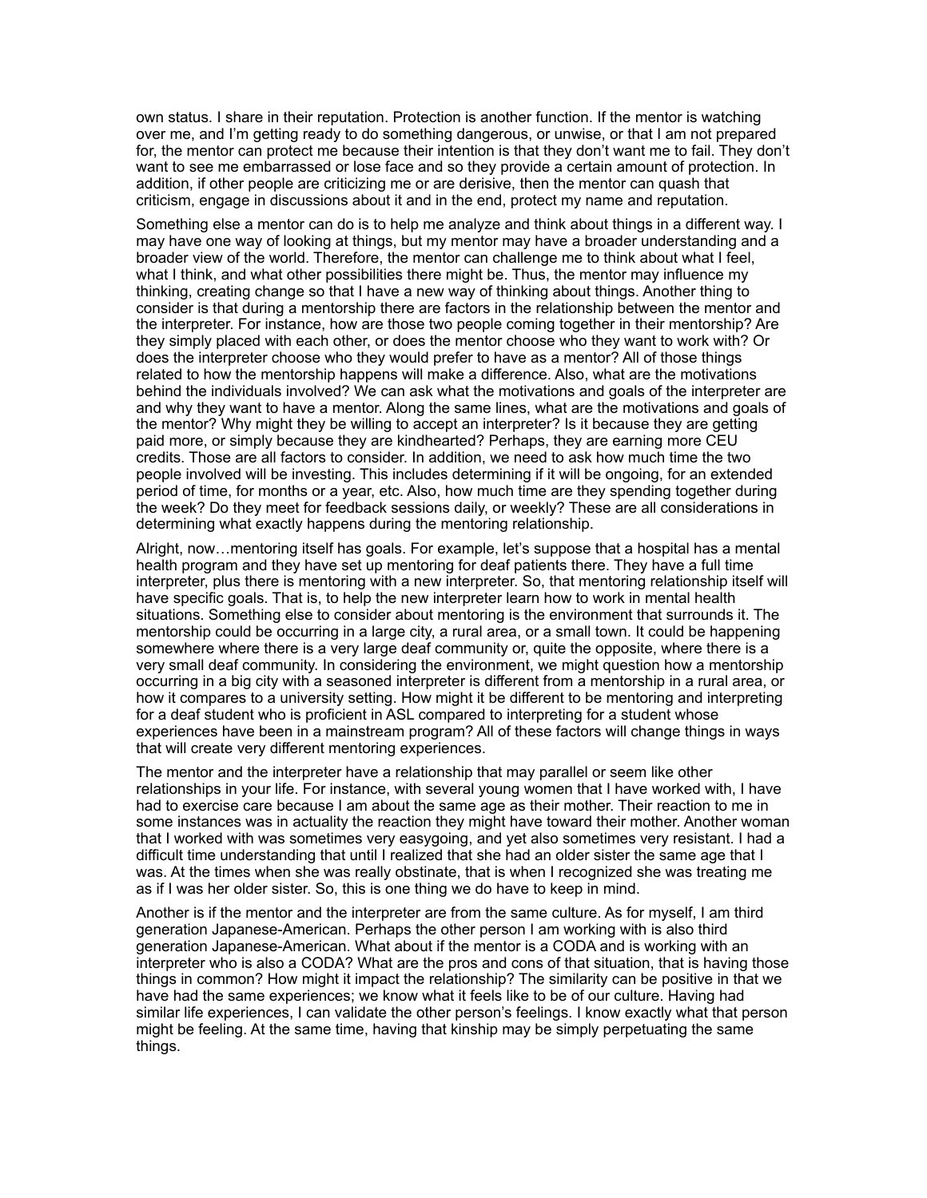own status. I share in their reputation. Protection is another function. If the mentor is watching over me, and I'm getting ready to do something dangerous, or unwise, or that I am not prepared for, the mentor can protect me because their intention is that they don't want me to fail. They don't want to see me embarrassed or lose face and so they provide a certain amount of protection. In addition, if other people are criticizing me or are derisive, then the mentor can quash that criticism, engage in discussions about it and in the end, protect my name and reputation.

Something else a mentor can do is to help me analyze and think about things in a different way. I may have one way of looking at things, but my mentor may have a broader understanding and a broader view of the world. Therefore, the mentor can challenge me to think about what I feel, what I think, and what other possibilities there might be. Thus, the mentor may influence my thinking, creating change so that I have a new way of thinking about things. Another thing to consider is that during a mentorship there are factors in the relationship between the mentor and the interpreter. For instance, how are those two people coming together in their mentorship? Are they simply placed with each other, or does the mentor choose who they want to work with? Or does the interpreter choose who they would prefer to have as a mentor? All of those things related to how the mentorship happens will make a difference. Also, what are the motivations behind the individuals involved? We can ask what the motivations and goals of the interpreter are and why they want to have a mentor. Along the same lines, what are the motivations and goals of the mentor? Why might they be willing to accept an interpreter? Is it because they are getting paid more, or simply because they are kindhearted? Perhaps, they are earning more CEU credits. Those are all factors to consider. In addition, we need to ask how much time the two people involved will be investing. This includes determining if it will be ongoing, for an extended period of time, for months or a year, etc. Also, how much time are they spending together during the week? Do they meet for feedback sessions daily, or weekly? These are all considerations in determining what exactly happens during the mentoring relationship.

Alright, now…mentoring itself has goals. For example, let's suppose that a hospital has a mental health program and they have set up mentoring for deaf patients there. They have a full time interpreter, plus there is mentoring with a new interpreter. So, that mentoring relationship itself will have specific goals. That is, to help the new interpreter learn how to work in mental health situations. Something else to consider about mentoring is the environment that surrounds it. The mentorship could be occurring in a large city, a rural area, or a small town. It could be happening somewhere where there is a very large deaf community or, quite the opposite, where there is a very small deaf community. In considering the environment, we might question how a mentorship occurring in a big city with a seasoned interpreter is different from a mentorship in a rural area, or how it compares to a university setting. How might it be different to be mentoring and interpreting for a deaf student who is proficient in ASL compared to interpreting for a student whose experiences have been in a mainstream program? All of these factors will change things in ways that will create very different mentoring experiences.

The mentor and the interpreter have a relationship that may parallel or seem like other relationships in your life. For instance, with several young women that I have worked with, I have had to exercise care because I am about the same age as their mother. Their reaction to me in some instances was in actuality the reaction they might have toward their mother. Another woman that I worked with was sometimes very easygoing, and yet also sometimes very resistant. I had a difficult time understanding that until I realized that she had an older sister the same age that I was. At the times when she was really obstinate, that is when I recognized she was treating me as if I was her older sister. So, this is one thing we do have to keep in mind.

Another is if the mentor and the interpreter are from the same culture. As for myself, I am third generation Japanese-American. Perhaps the other person I am working with is also third generation Japanese-American. What about if the mentor is a CODA and is working with an interpreter who is also a CODA? What are the pros and cons of that situation, that is having those things in common? How might it impact the relationship? The similarity can be positive in that we have had the same experiences; we know what it feels like to be of our culture. Having had similar life experiences, I can validate the other person's feelings. I know exactly what that person might be feeling. At the same time, having that kinship may be simply perpetuating the same things.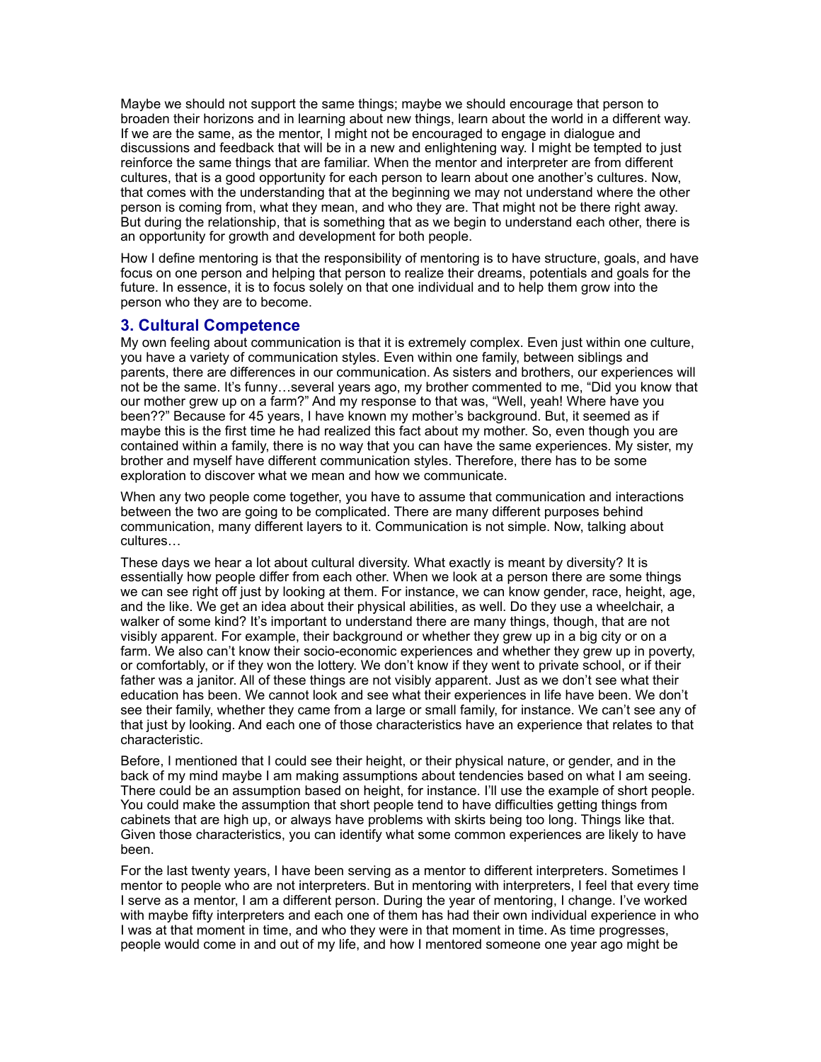Maybe we should not support the same things; maybe we should encourage that person to broaden their horizons and in learning about new things, learn about the world in a different way. If we are the same, as the mentor, I might not be encouraged to engage in dialogue and discussions and feedback that will be in a new and enlightening way. I might be tempted to just reinforce the same things that are familiar. When the mentor and interpreter are from different cultures, that is a good opportunity for each person to learn about one another's cultures. Now, that comes with the understanding that at the beginning we may not understand where the other person is coming from, what they mean, and who they are. That might not be there right away. But during the relationship, that is something that as we begin to understand each other, there is an opportunity for growth and development for both people.

How I define mentoring is that the responsibility of mentoring is to have structure, goals, and have focus on one person and helping that person to realize their dreams, potentials and goals for the future. In essence, it is to focus solely on that one individual and to help them grow into the person who they are to become.

### 3. Cultural Competence

My own feeling about communication is that it is extremely complex. Even just within one culture, you have a variety of communication styles. Even within one family, between siblings and parents, there are differences in our communication. As sisters and brothers, our experiences will not be the same. It's funny…several years ago, my brother commented to me, "Did you know that our mother grew up on a farm?" And my response to that was, "Well, yeah! Where have you been??" Because for 45 years, I have known my mother's background. But, it seemed as if maybe this is the first time he had realized this fact about my mother. So, even though you are contained within a family, there is no way that you can have the same experiences. My sister, my brother and myself have different communication styles. Therefore, there has to be some exploration to discover what we mean and how we communicate.

When any two people come together, you have to assume that communication and interactions between the two are going to be complicated. There are many different purposes behind communication, many different layers to it. Communication is not simple. Now, talking about cultures…

These days we hear a lot about cultural diversity. What exactly is meant by diversity? It is essentially how people differ from each other. When we look at a person there are some things we can see right off just by looking at them. For instance, we can know gender, race, height, age, and the like. We get an idea about their physical abilities, as well. Do they use a wheelchair, a walker of some kind? It's important to understand there are many things, though, that are not visibly apparent. For example, their background or whether they grew up in a big city or on a farm. We also can't know their socio-economic experiences and whether they grew up in poverty, or comfortably, or if they won the lottery. We don't know if they went to private school, or if their father was a janitor. All of these things are not visibly apparent. Just as we don't see what their education has been. We cannot look and see what their experiences in life have been. We don't see their family, whether they came from a large or small family, for instance. We can't see any of that just by looking. And each one of those characteristics have an experience that relates to that characteristic.

Before, I mentioned that I could see their height, or their physical nature, or gender, and in the back of my mind maybe I am making assumptions about tendencies based on what I am seeing. There could be an assumption based on height, for instance. I'll use the example of short people. You could make the assumption that short people tend to have difficulties getting things from cabinets that are high up, or always have problems with skirts being too long. Things like that. Given those characteristics, you can identify what some common experiences are likely to have been.

For the last twenty years, I have been serving as a mentor to different interpreters. Sometimes I mentor to people who are not interpreters. But in mentoring with interpreters, I feel that every time I serve as a mentor, I am a different person. During the year of mentoring, I change. I've worked with maybe fifty interpreters and each one of them has had their own individual experience in who I was at that moment in time, and who they were in that moment in time. As time progresses, people would come in and out of my life, and how I mentored someone one year ago might be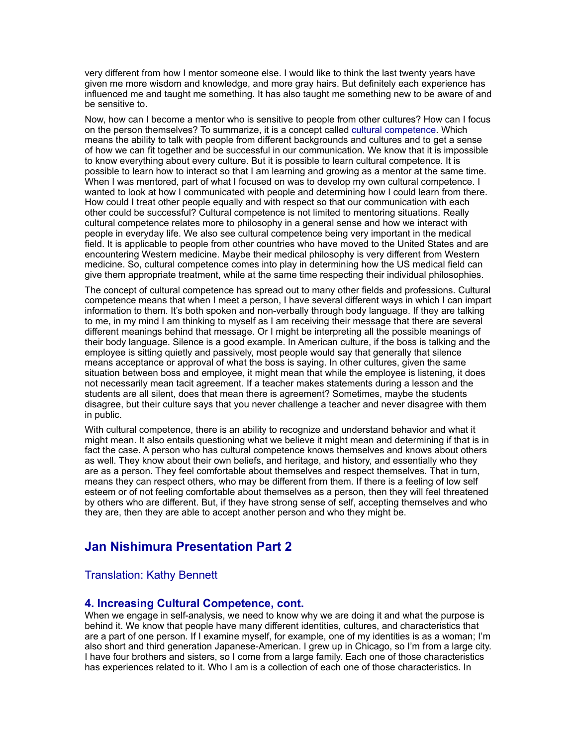very different from how I mentor someone else. I would like to think the last twenty years have given me more wisdom and knowledge, and more gray hairs. But definitely each experience has influenced me and taught me something. It has also taught me something new to be aware of and be sensitive to.

Now, how can I become a mentor who is sensitive to people from other cultures? How can I focus on the person themselves? To summarize, it is a concept called cultural competence. Which means the ability to talk with people from different backgrounds and cultures and to get a sense of how we can fit together and be successful in our communication. We know that it is impossible to know everything about every culture. But it is possible to learn cultural competence. It is possible to learn how to interact so that I am learning and growing as a mentor at the same time. When I was mentored, part of what I focused on was to develop my own cultural competence. I wanted to look at how I communicated with people and determining how I could learn from there. How could I treat other people equally and with respect so that our communication with each other could be successful? Cultural competence is not limited to mentoring situations. Really cultural competence relates more to philosophy in a general sense and how we interact with people in everyday life. We also see cultural competence being very important in the medical field. It is applicable to people from other countries who have moved to the United States and are encountering Western medicine. Maybe their medical philosophy is very different from Western medicine. So, cultural competence comes into play in determining how the US medical field can give them appropriate treatment, while at the same time respecting their individual philosophies.

The concept of cultural competence has spread out to many other fields and professions. Cultural competence means that when I meet a person, I have several different ways in which I can impart information to them. It's both spoken and non-verbally through body language. If they are talking to me, in my mind I am thinking to myself as I am receiving their message that there are several different meanings behind that message. Or I might be interpreting all the possible meanings of their body language. Silence is a good example. In American culture, if the boss is talking and the employee is sitting quietly and passively, most people would say that generally that silence means acceptance or approval of what the boss is saying. In other cultures, given the same situation between boss and employee, it might mean that while the employee is listening, it does not necessarily mean tacit agreement. If a teacher makes statements during a lesson and the students are all silent, does that mean there is agreement? Sometimes, maybe the students disagree, but their culture says that you never challenge a teacher and never disagree with them in public.

With cultural competence, there is an ability to recognize and understand behavior and what it might mean. It also entails questioning what we believe it might mean and determining if that is in fact the case. A person who has cultural competence knows themselves and knows about others as well. They know about their own beliefs, and heritage, and history, and essentially who they are as a person. They feel comfortable about themselves and respect themselves. That in turn, means they can respect others, who may be different from them. If there is a feeling of low self esteem or of not feeling comfortable about themselves as a person, then they will feel threatened by others who are different. But, if they have strong sense of self, accepting themselves and who they are, then they are able to accept another person and who they might be.

## Jan Nishimura Presentation Part 2

### Translation: Kathy Bennett

### 4. Increasing Cultural Competence, cont.

When we engage in self-analysis, we need to know why we are doing it and what the purpose is behind it. We know that people have many different identities, cultures, and characteristics that are a part of one person. If I examine myself, for example, one of my identities is as a woman; I'm also short and third generation Japanese-American. I grew up in Chicago, so I'm from a large city. I have four brothers and sisters, so I come from a large family. Each one of those characteristics has experiences related to it. Who I am is a collection of each one of those characteristics. In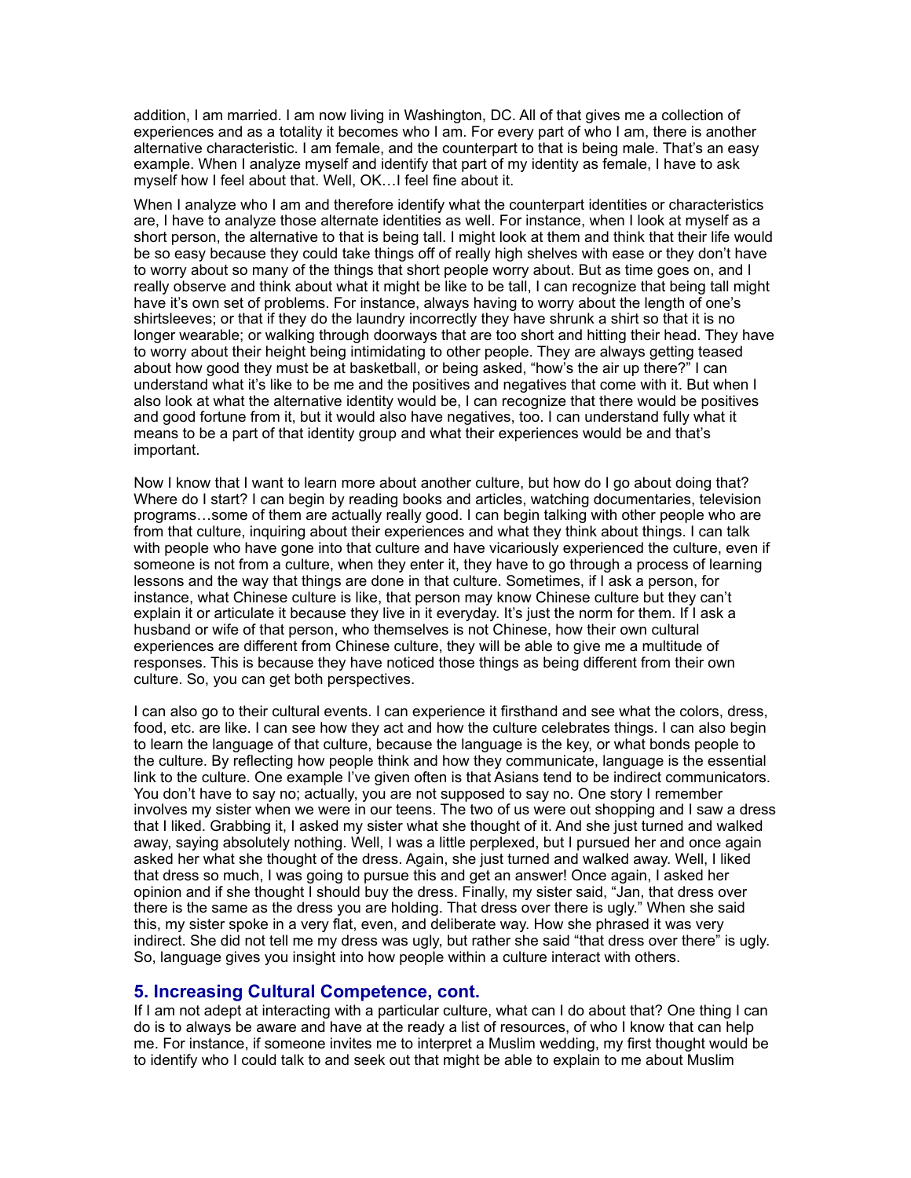addition, I am married. I am now living in Washington, DC. All of that gives me a collection of experiences and as a totality it becomes who I am. For every part of who I am, there is another alternative characteristic. I am female, and the counterpart to that is being male. That's an easy example. When I analyze myself and identify that part of my identity as female, I have to ask myself how I feel about that. Well, OK…I feel fine about it.

When I analyze who I am and therefore identify what the counterpart identities or characteristics are, I have to analyze those alternate identities as well. For instance, when I look at myself as a short person, the alternative to that is being tall. I might look at them and think that their life would be so easy because they could take things off of really high shelves with ease or they don't have to worry about so many of the things that short people worry about. But as time goes on, and I really observe and think about what it might be like to be tall, I can recognize that being tall might have it's own set of problems. For instance, always having to worry about the length of one's shirtsleeves; or that if they do the laundry incorrectly they have shrunk a shirt so that it is no longer wearable; or walking through doorways that are too short and hitting their head. They have to worry about their height being intimidating to other people. They are always getting teased about how good they must be at basketball, or being asked, "how's the air up there?" I can understand what it's like to be me and the positives and negatives that come with it. But when I also look at what the alternative identity would be, I can recognize that there would be positives and good fortune from it, but it would also have negatives, too. I can understand fully what it means to be a part of that identity group and what their experiences would be and that's important.

Now I know that I want to learn more about another culture, but how do I go about doing that? Where do I start? I can begin by reading books and articles, watching documentaries, television programs…some of them are actually really good. I can begin talking with other people who are from that culture, inquiring about their experiences and what they think about things. I can talk with people who have gone into that culture and have vicariously experienced the culture, even if someone is not from a culture, when they enter it, they have to go through a process of learning lessons and the way that things are done in that culture. Sometimes, if I ask a person, for instance, what Chinese culture is like, that person may know Chinese culture but they can't explain it or articulate it because they live in it everyday. It's just the norm for them. If I ask a husband or wife of that person, who themselves is not Chinese, how their own cultural experiences are different from Chinese culture, they will be able to give me a multitude of responses. This is because they have noticed those things as being different from their own culture. So, you can get both perspectives.

I can also go to their cultural events. I can experience it firsthand and see what the colors, dress, food, etc. are like. I can see how they act and how the culture celebrates things. I can also begin to learn the language of that culture, because the language is the key, or what bonds people to the culture. By reflecting how people think and how they communicate, language is the essential link to the culture. One example I've given often is that Asians tend to be indirect communicators. You don't have to say no; actually, you are not supposed to say no. One story I remember involves my sister when we were in our teens. The two of us were out shopping and I saw a dress that I liked. Grabbing it, I asked my sister what she thought of it. And she just turned and walked away, saying absolutely nothing. Well, I was a little perplexed, but I pursued her and once again asked her what she thought of the dress. Again, she just turned and walked away. Well, I liked that dress so much, I was going to pursue this and get an answer! Once again, I asked her opinion and if she thought I should buy the dress. Finally, my sister said, "Jan, that dress over there is the same as the dress you are holding. That dress over there is ugly." When she said this, my sister spoke in a very flat, even, and deliberate way. How she phrased it was very indirect. She did not tell me my dress was ugly, but rather she said "that dress over there" is ugly. So, language gives you insight into how people within a culture interact with others.

### 5. Increasing Cultural Competence, cont.

If I am not adept at interacting with a particular culture, what can I do about that? One thing I can do is to always be aware and have at the ready a list of resources, of who I know that can help me. For instance, if someone invites me to interpret a Muslim wedding, my first thought would be to identify who I could talk to and seek out that might be able to explain to me about Muslim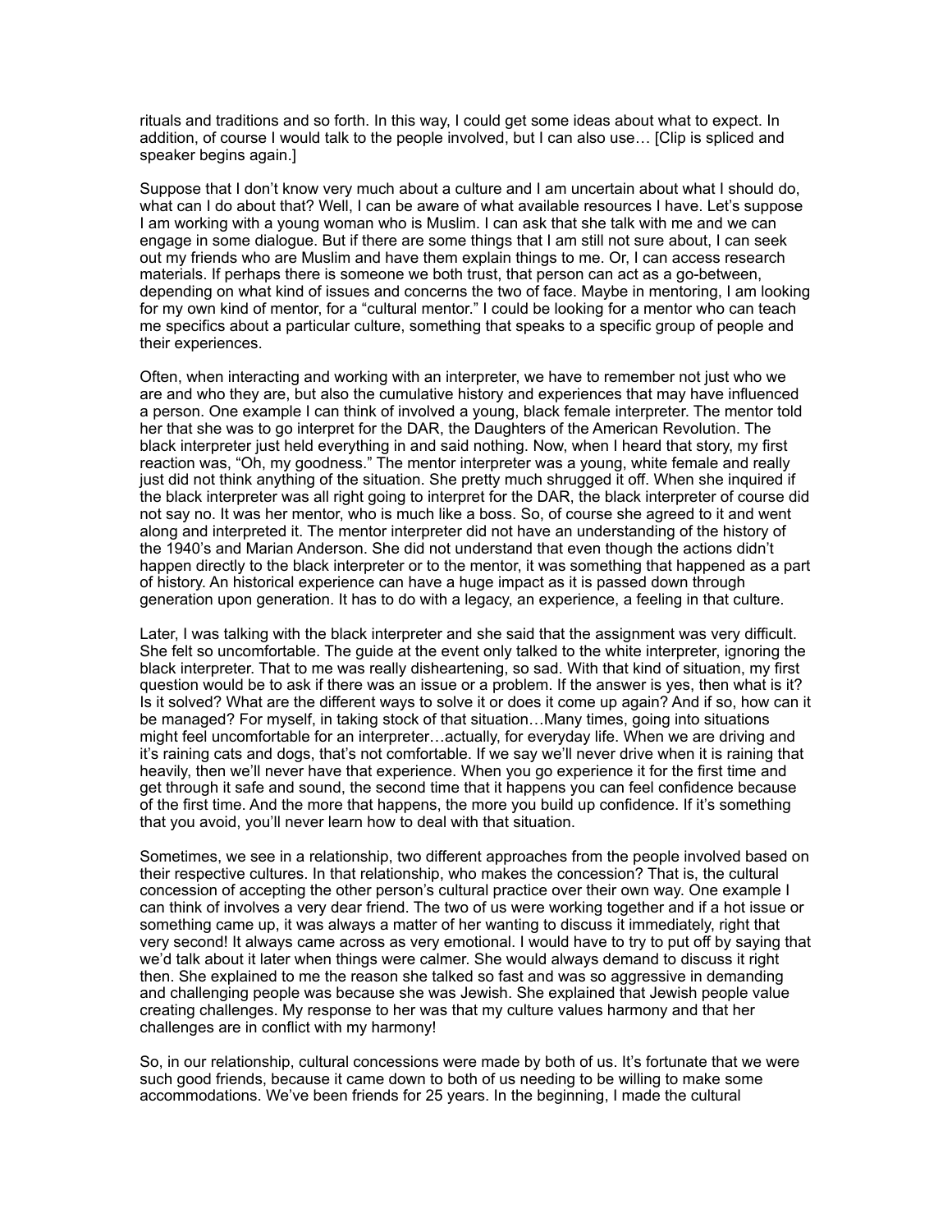rituals and traditions and so forth. In this way, I could get some ideas about what to expect. In addition, of course I would talk to the people involved, but I can also use… [Clip is spliced and speaker begins again.]

Suppose that I don't know very much about a culture and I am uncertain about what I should do, what can I do about that? Well, I can be aware of what available resources I have. Let's suppose I am working with a young woman who is Muslim. I can ask that she talk with me and we can engage in some dialogue. But if there are some things that I am still not sure about, I can seek out my friends who are Muslim and have them explain things to me. Or, I can access research materials. If perhaps there is someone we both trust, that person can act as a go-between, depending on what kind of issues and concerns the two of face. Maybe in mentoring, I am looking for my own kind of mentor, for a "cultural mentor." I could be looking for a mentor who can teach me specifics about a particular culture, something that speaks to a specific group of people and their experiences.

Often, when interacting and working with an interpreter, we have to remember not just who we are and who they are, but also the cumulative history and experiences that may have influenced a person. One example I can think of involved a young, black female interpreter. The mentor told her that she was to go interpret for the DAR, the Daughters of the American Revolution. The black interpreter just held everything in and said nothing. Now, when I heard that story, my first reaction was, "Oh, my goodness." The mentor interpreter was a young, white female and really just did not think anything of the situation. She pretty much shrugged it off. When she inquired if the black interpreter was all right going to interpret for the DAR, the black interpreter of course did not say no. It was her mentor, who is much like a boss. So, of course she agreed to it and went along and interpreted it. The mentor interpreter did not have an understanding of the history of the 1940's and Marian Anderson. She did not understand that even though the actions didn't happen directly to the black interpreter or to the mentor, it was something that happened as a part of history. An historical experience can have a huge impact as it is passed down through generation upon generation. It has to do with a legacy, an experience, a feeling in that culture.

Later, I was talking with the black interpreter and she said that the assignment was very difficult. She felt so uncomfortable. The guide at the event only talked to the white interpreter, ignoring the black interpreter. That to me was really disheartening, so sad. With that kind of situation, my first question would be to ask if there was an issue or a problem. If the answer is yes, then what is it? Is it solved? What are the different ways to solve it or does it come up again? And if so, how can it be managed? For myself, in taking stock of that situation…Many times, going into situations might feel uncomfortable for an interpreter…actually, for everyday life. When we are driving and it's raining cats and dogs, that's not comfortable. If we say we'll never drive when it is raining that heavily, then we'll never have that experience. When you go experience it for the first time and get through it safe and sound, the second time that it happens you can feel confidence because of the first time. And the more that happens, the more you build up confidence. If it's something that you avoid, you'll never learn how to deal with that situation.

Sometimes, we see in a relationship, two different approaches from the people involved based on their respective cultures. In that relationship, who makes the concession? That is, the cultural concession of accepting the other person's cultural practice over their own way. One example I can think of involves a very dear friend. The two of us were working together and if a hot issue or something came up, it was always a matter of her wanting to discuss it immediately, right that very second! It always came across as very emotional. I would have to try to put off by saying that we'd talk about it later when things were calmer. She would always demand to discuss it right then. She explained to me the reason she talked so fast and was so aggressive in demanding and challenging people was because she was Jewish. She explained that Jewish people value creating challenges. My response to her was that my culture values harmony and that her challenges are in conflict with my harmony!

So, in our relationship, cultural concessions were made by both of us. It's fortunate that we were such good friends, because it came down to both of us needing to be willing to make some accommodations. We've been friends for 25 years. In the beginning, I made the cultural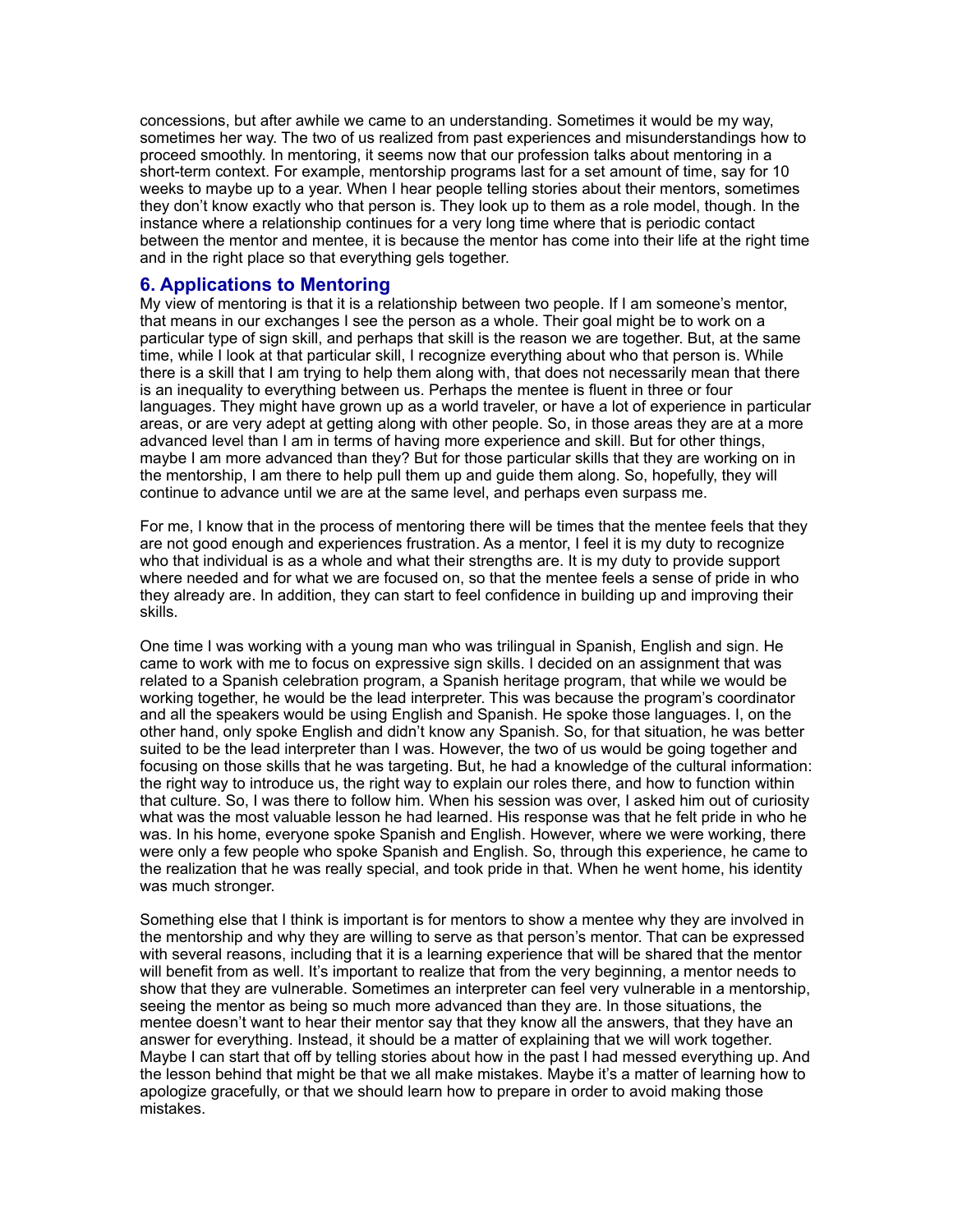concessions, but after awhile we came to an understanding. Sometimes it would be my way, sometimes her way. The two of us realized from past experiences and misunderstandings how to proceed smoothly. In mentoring, it seems now that our profession talks about mentoring in a short-term context. For example, mentorship programs last for a set amount of time, say for 10 weeks to maybe up to a year. When I hear people telling stories about their mentors, sometimes they don't know exactly who that person is. They look up to them as a role model, though. In the instance where a relationship continues for a very long time where that is periodic contact between the mentor and mentee, it is because the mentor has come into their life at the right time and in the right place so that everything gels together.

## 6. Applications to Mentoring

My view of mentoring is that it is a relationship between two people. If I am someone's mentor, that means in our exchanges I see the person as a whole. Their goal might be to work on a particular type of sign skill, and perhaps that skill is the reason we are together. But, at the same time, while I look at that particular skill, I recognize everything about who that person is. While there is a skill that I am trying to help them along with, that does not necessarily mean that there is an inequality to everything between us. Perhaps the mentee is fluent in three or four languages. They might have grown up as a world traveler, or have a lot of experience in particular areas, or are very adept at getting along with other people. So, in those areas they are at a more advanced level than I am in terms of having more experience and skill. But for other things, maybe I am more advanced than they? But for those particular skills that they are working on in the mentorship, I am there to help pull them up and guide them along. So, hopefully, they will continue to advance until we are at the same level, and perhaps even surpass me.

For me, I know that in the process of mentoring there will be times that the mentee feels that they are not good enough and experiences frustration. As a mentor, I feel it is my duty to recognize who that individual is as a whole and what their strengths are. It is my duty to provide support where needed and for what we are focused on, so that the mentee feels a sense of pride in who they already are. In addition, they can start to feel confidence in building up and improving their skills.

One time I was working with a young man who was trilingual in Spanish, English and sign. He came to work with me to focus on expressive sign skills. I decided on an assignment that was related to a Spanish celebration program, a Spanish heritage program, that while we would be working together, he would be the lead interpreter. This was because the program's coordinator and all the speakers would be using English and Spanish. He spoke those languages. I, on the other hand, only spoke English and didn't know any Spanish. So, for that situation, he was better suited to be the lead interpreter than I was. However, the two of us would be going together and focusing on those skills that he was targeting. But, he had a knowledge of the cultural information: the right way to introduce us, the right way to explain our roles there, and how to function within that culture. So, I was there to follow him. When his session was over, I asked him out of curiosity what was the most valuable lesson he had learned. His response was that he felt pride in who he was. In his home, everyone spoke Spanish and English. However, where we were working, there were only a few people who spoke Spanish and English. So, through this experience, he came to the realization that he was really special, and took pride in that. When he went home, his identity was much stronger.

Something else that I think is important is for mentors to show a mentee why they are involved in the mentorship and why they are willing to serve as that person's mentor. That can be expressed with several reasons, including that it is a learning experience that will be shared that the mentor will benefit from as well. It's important to realize that from the very beginning, a mentor needs to show that they are vulnerable. Sometimes an interpreter can feel very vulnerable in a mentorship, seeing the mentor as being so much more advanced than they are. In those situations, the mentee doesn't want to hear their mentor say that they know all the answers, that they have an answer for everything. Instead, it should be a matter of explaining that we will work together. Maybe I can start that off by telling stories about how in the past I had messed everything up. And the lesson behind that might be that we all make mistakes. Maybe it's a matter of learning how to apologize gracefully, or that we should learn how to prepare in order to avoid making those mistakes.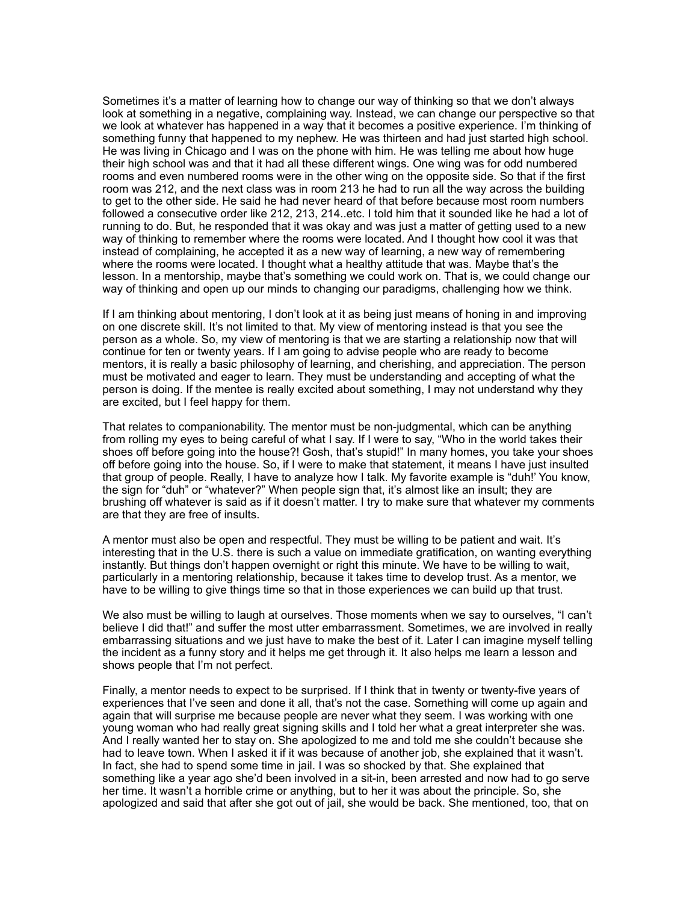Sometimes it's a matter of learning how to change our way of thinking so that we don't always look at something in a negative, complaining way. Instead, we can change our perspective so that we look at whatever has happened in a way that it becomes a positive experience. I'm thinking of something funny that happened to my nephew. He was thirteen and had just started high school. He was living in Chicago and I was on the phone with him. He was telling me about how huge their high school was and that it had all these different wings. One wing was for odd numbered rooms and even numbered rooms were in the other wing on the opposite side. So that if the first room was 212, and the next class was in room 213 he had to run all the way across the building to get to the other side. He said he had never heard of that before because most room numbers followed a consecutive order like 212, 213, 214..etc. I told him that it sounded like he had a lot of running to do. But, he responded that it was okay and was just a matter of getting used to a new way of thinking to remember where the rooms were located. And I thought how cool it was that instead of complaining, he accepted it as a new way of learning, a new way of remembering where the rooms were located. I thought what a healthy attitude that was. Maybe that's the lesson. In a mentorship, maybe that's something we could work on. That is, we could change our way of thinking and open up our minds to changing our paradigms, challenging how we think.

If I am thinking about mentoring, I don't look at it as being just means of honing in and improving on one discrete skill. It's not limited to that. My view of mentoring instead is that you see the person as a whole. So, my view of mentoring is that we are starting a relationship now that will continue for ten or twenty years. If I am going to advise people who are ready to become mentors, it is really a basic philosophy of learning, and cherishing, and appreciation. The person must be motivated and eager to learn. They must be understanding and accepting of what the person is doing. If the mentee is really excited about something, I may not understand why they are excited, but I feel happy for them.

That relates to companionability. The mentor must be non-judgmental, which can be anything from rolling my eyes to being careful of what I say. If I were to say, "Who in the world takes their shoes off before going into the house?! Gosh, that's stupid!" In many homes, you take your shoes off before going into the house. So, if I were to make that statement, it means I have just insulted that group of people. Really, I have to analyze how I talk. My favorite example is "duh!' You know, the sign for "duh" or "whatever?" When people sign that, it's almost like an insult; they are brushing off whatever is said as if it doesn't matter. I try to make sure that whatever my comments are that they are free of insults.

A mentor must also be open and respectful. They must be willing to be patient and wait. It's interesting that in the U.S. there is such a value on immediate gratification, on wanting everything instantly. But things don't happen overnight or right this minute. We have to be willing to wait, particularly in a mentoring relationship, because it takes time to develop trust. As a mentor, we have to be willing to give things time so that in those experiences we can build up that trust.

We also must be willing to laugh at ourselves. Those moments when we say to ourselves, "I can't believe I did that!" and suffer the most utter embarrassment. Sometimes, we are involved in really embarrassing situations and we just have to make the best of it. Later I can imagine myself telling the incident as a funny story and it helps me get through it. It also helps me learn a lesson and shows people that I'm not perfect.

Finally, a mentor needs to expect to be surprised. If I think that in twenty or twenty-five years of experiences that I've seen and done it all, that's not the case. Something will come up again and again that will surprise me because people are never what they seem. I was working with one young woman who had really great signing skills and I told her what a great interpreter she was. And I really wanted her to stay on. She apologized to me and told me she couldn't because she had to leave town. When I asked it if it was because of another job, she explained that it wasn't. In fact, she had to spend some time in jail. I was so shocked by that. She explained that something like a year ago she'd been involved in a sit-in, been arrested and now had to go serve her time. It wasn't a horrible crime or anything, but to her it was about the principle. So, she apologized and said that after she got out of jail, she would be back. She mentioned, too, that on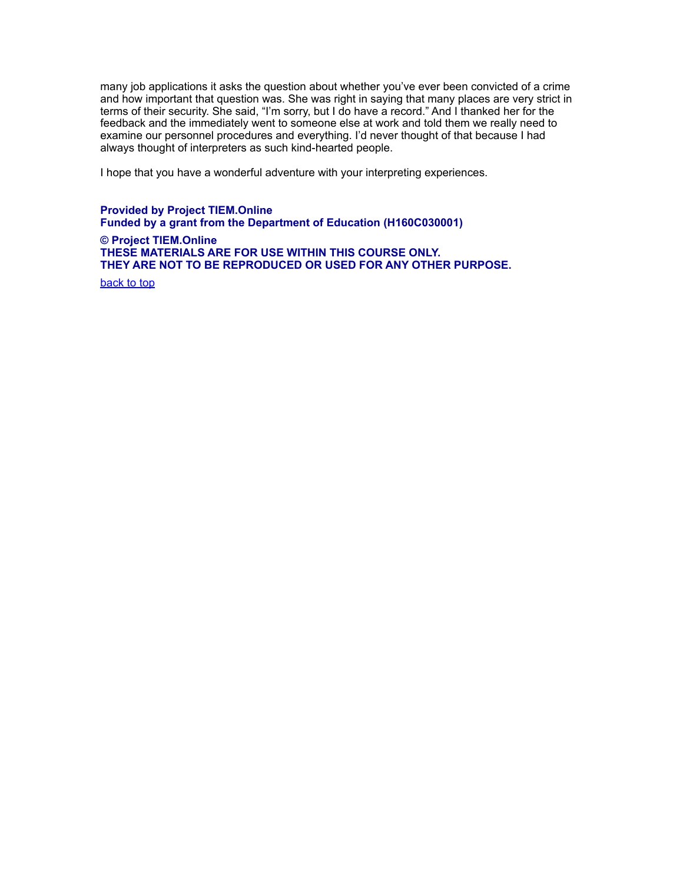many job applications it asks the question about whether you've ever been convicted of a crime and how important that question was. She was right in saying that many places are very strict in terms of their security. She said, "I'm sorry, but I do have a record." And I thanked her for the feedback and the immediately went to someone else at work and told them we really need to examine our personnel procedures and everything. I'd never thought of that because I had always thought of interpreters as such kind-hearted people.

I hope that you have a wonderful adventure with your interpreting experiences.

**Provided by Project TIEM.Online**
**Funded by a grant from the Department of Education (H160C030001)**

**© Project TIEM.Online**
**THESE MATERIALS ARE FOR USE WITHIN THIS COURSE ONLY.**
**THEY ARE NOT TO BE REPRODUCED OR USED FOR ANY OTHER PURPOSE.**

back to top